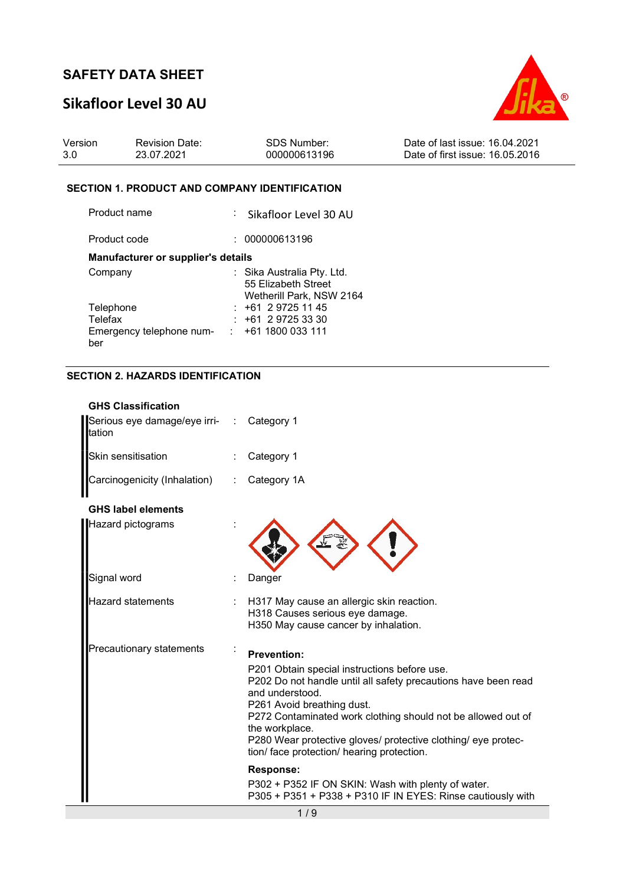# SAFETY DATA SHEET

## Sikafloor Level 30 AU

| Version | Revision Date: | SDS Number: | Date of last issue: 16.04.2021 |
|---|---|---|---|
| 3.0 | 23.07.2021 | 000000613196 | Date of first issue: 16.05.2016 |

### SECTION 1. PRODUCT AND COMPANY IDENTIFICATION

Product name : Sikafloor Level 30 AU

Product code : 000000613196

**Manufacturer or supplier's details**

Company : Sika Australia Pty. Ltd.
55 Elizabeth Street
Wetherill Park, NSW 2164

Telephone : +61 2 9725 11 45

Telefax : +61 2 9725 33 30

Emergency telephone number : +61 1800 033 111

### SECTION 2. HAZARDS IDENTIFICATION

**GHS Classification**

Serious eye damage/eye irritation : Category 1

Skin sensitisation : Category 1

Carcinogenicity (Inhalation) : Category 1A

**GHS label elements**

Hazard pictograms :

Signal word : Danger

Hazard statements : H317 May cause an allergic skin reaction.
H318 Causes serious eye damage.
H350 May cause cancer by inhalation.

Precautionary statements :

**Prevention:**

P201 Obtain special instructions before use.
P202 Do not handle until all safety precautions have been read and understood.
P261 Avoid breathing dust.
P272 Contaminated work clothing should not be allowed out of the workplace.
P280 Wear protective gloves/ protective clothing/ eye protection/ face protection/ hearing protection.

**Response:**

P302 + P352 IF ON SKIN: Wash with plenty of water.
P305 + P351 + P338 + P310 IF IN EYES: Rinse cautiously with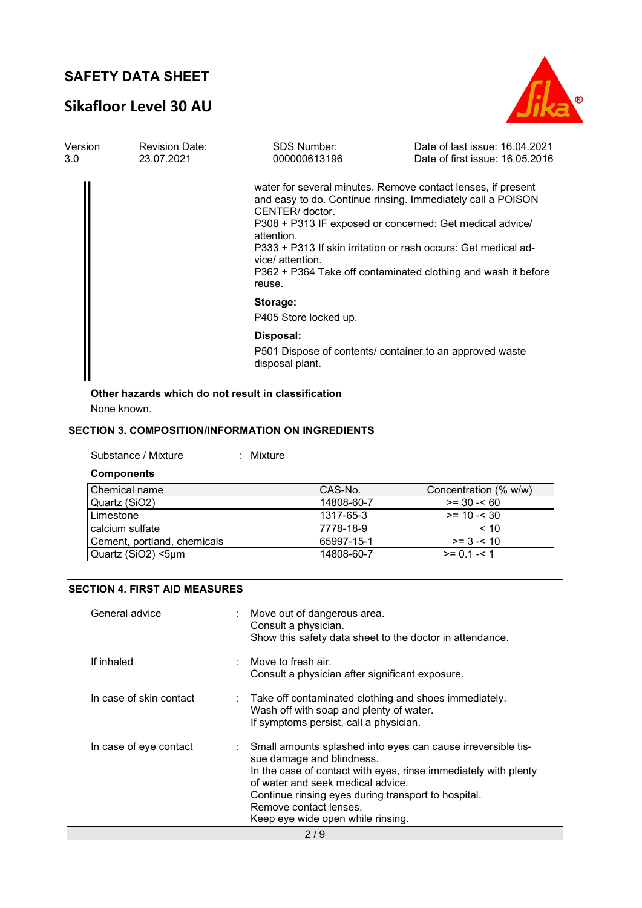water for several minutes. Remove contact lenses, if present and easy to do. Continue rinsing. Immediately call a POISON CENTER/ doctor.
P308 + P313 IF exposed or concerned: Get medical advice/ attention.
P333 + P313 If skin irritation or rash occurs: Get medical advice/ attention.
P362 + P364 Take off contaminated clothing and wash it before reuse.

**Storage:**

P405 Store locked up.

**Disposal:**

P501 Dispose of contents/ container to an approved waste disposal plant.

**Other hazards which do not result in classification**

None known.

## SECTION 3. COMPOSITION/INFORMATION ON INGREDIENTS

Substance / Mixture : Mixture

**Components**

| Chemical name | CAS-No. | Concentration (% w/w) |
|---|---|---|
| Quartz (SiO2) | 14808-60-7 | >= 30 -< 60 |
| Limestone | 1317-65-3 | >= 10 -< 30 |
| calcium sulfate | 7778-18-9 | < 10 |
| Cement, portland, chemicals | 65997-15-1 | >= 3 -< 10 |
| Quartz (SiO2) <5µm | 14808-60-7 | >= 0.1 -< 1 |

## SECTION 4. FIRST AID MEASURES

General advice : Move out of dangerous area.
Consult a physician.
Show this safety data sheet to the doctor in attendance.

If inhaled : Move to fresh air.
Consult a physician after significant exposure.

In case of skin contact : Take off contaminated clothing and shoes immediately.
Wash off with soap and plenty of water.
If symptoms persist, call a physician.

In case of eye contact : Small amounts splashed into eyes can cause irreversible tissue damage and blindness.
In the case of contact with eyes, rinse immediately with plenty of water and seek medical advice.
Continue rinsing eyes during transport to hospital.
Remove contact lenses.
Keep eye wide open while rinsing.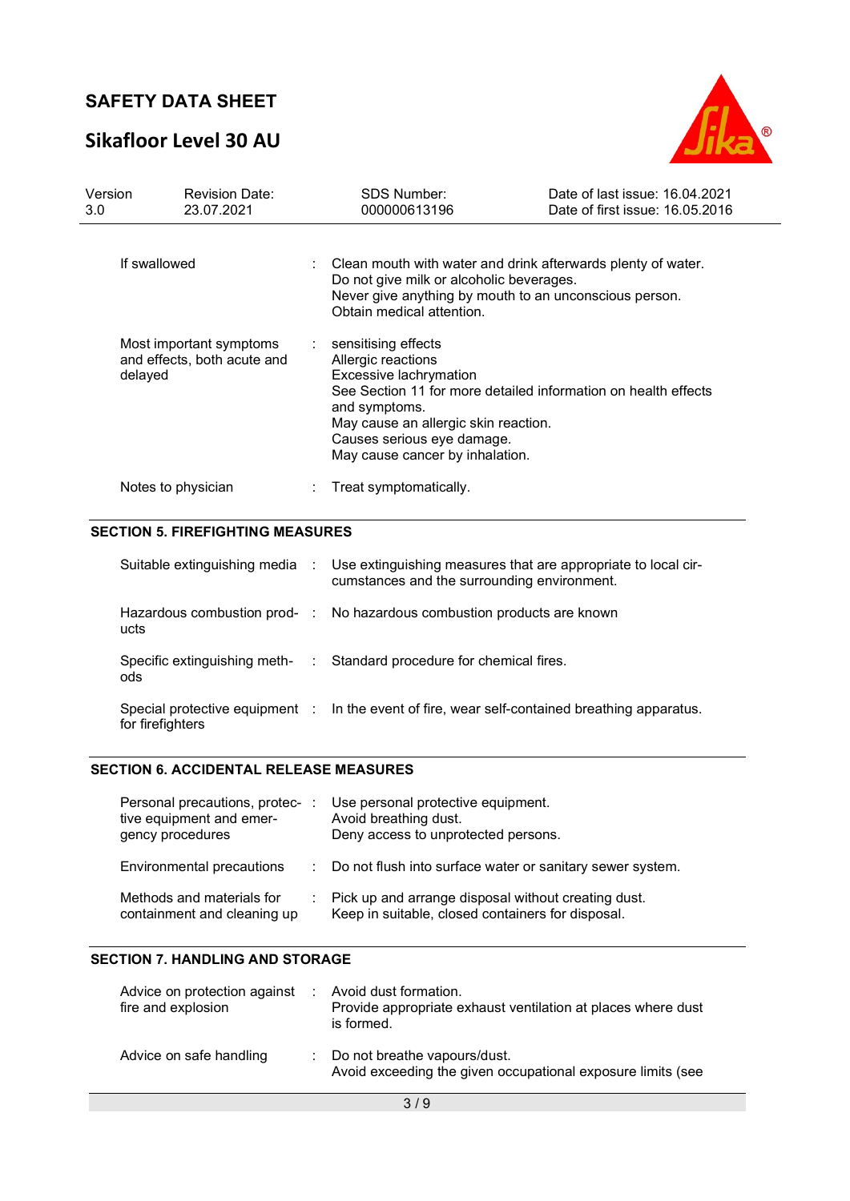| | | |
|---|---|---|
| If swallowed | : | Clean mouth with water and drink afterwards plenty of water.<br>Do not give milk or alcoholic beverages.<br>Never give anything by mouth to an unconscious person.<br>Obtain medical attention. |
| Most important symptoms and effects, both acute and delayed | : | sensitising effects<br>Allergic reactions<br>Excessive lachrymation<br>See Section 11 for more detailed information on health effects and symptoms.<br>May cause an allergic skin reaction.<br>Causes serious eye damage.<br>May cause cancer by inhalation. |
| Notes to physician | : | Treat symptomatically. |

## SECTION 5. FIREFIGHTING MEASURES

| | | |
|---|---|---|
| Suitable extinguishing media | : | Use extinguishing measures that are appropriate to local circumstances and the surrounding environment. |
| Hazardous combustion products | : | No hazardous combustion products are known |
| Specific extinguishing methods | : | Standard procedure for chemical fires. |
| Special protective equipment for firefighters | : | In the event of fire, wear self-contained breathing apparatus. |

## SECTION 6. ACCIDENTAL RELEASE MEASURES

| | | |
|---|---|---|
| Personal precautions, protective equipment and emergency procedures | : | Use personal protective equipment.<br>Avoid breathing dust.<br>Deny access to unprotected persons. |
| Environmental precautions | : | Do not flush into surface water or sanitary sewer system. |
| Methods and materials for containment and cleaning up | : | Pick up and arrange disposal without creating dust.<br>Keep in suitable, closed containers for disposal. |

## SECTION 7. HANDLING AND STORAGE

| | | |
|---|---|---|
| Advice on protection against fire and explosion | : | Avoid dust formation.<br>Provide appropriate exhaust ventilation at places where dust is formed. |
| Advice on safe handling | : | Do not breathe vapours/dust.<br>Avoid exceeding the given occupational exposure limits (see |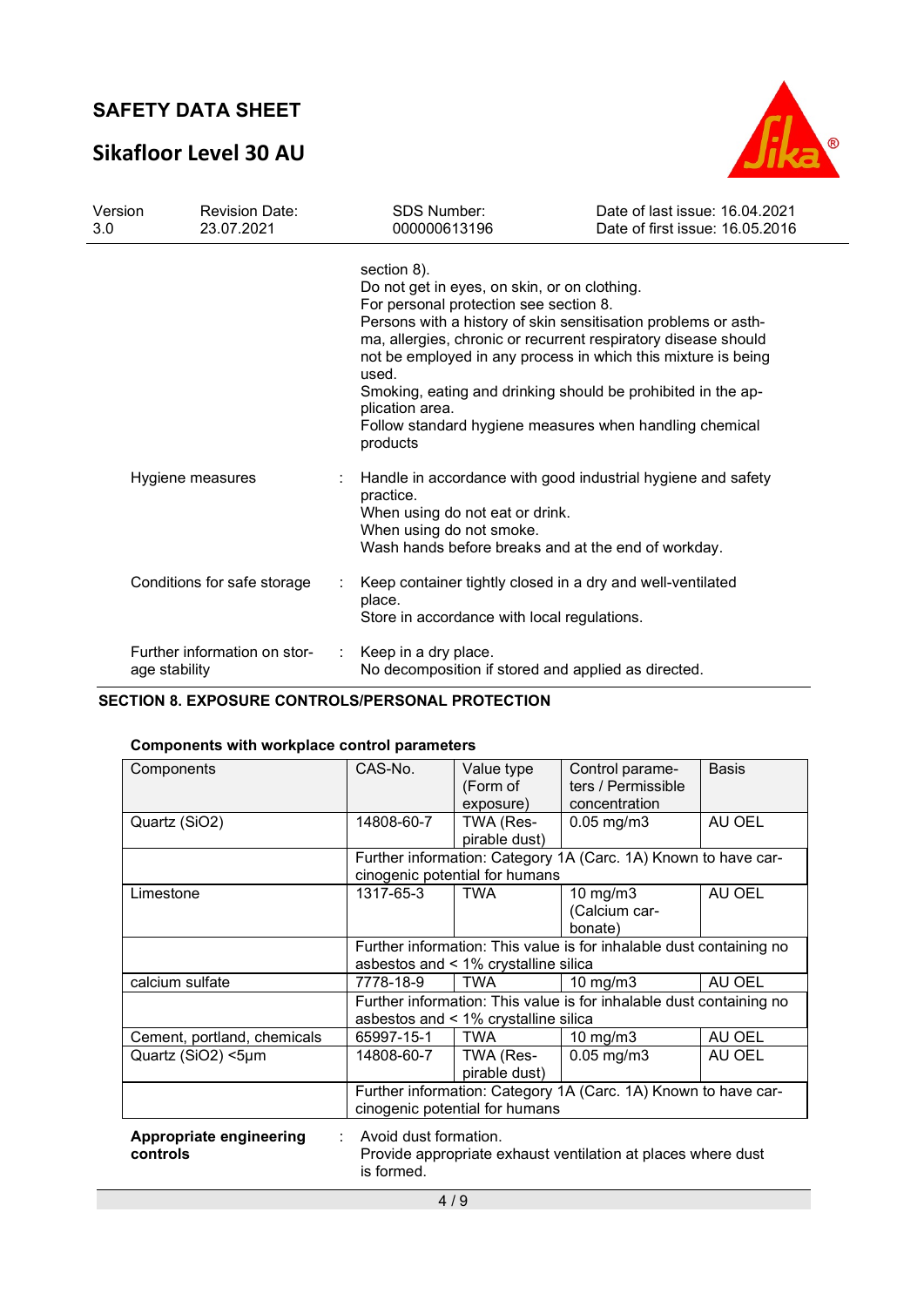section 8).
Do not get in eyes, on skin, or on clothing.
For personal protection see section 8.
Persons with a history of skin sensitisation problems or asthma, allergies, chronic or recurrent respiratory disease should not be employed in any process in which this mixture is being used.
Smoking, eating and drinking should be prohibited in the application area.
Follow standard hygiene measures when handling chemical products

Hygiene measures : Handle in accordance with good industrial hygiene and safety practice.
When using do not eat or drink.
When using do not smoke.
Wash hands before breaks and at the end of workday.

Conditions for safe storage : Keep container tightly closed in a dry and well-ventilated place.
Store in accordance with local regulations.

Further information on storage stability : Keep in a dry place.
No decomposition if stored and applied as directed.

## SECTION 8. EXPOSURE CONTROLS/PERSONAL PROTECTION

**Components with workplace control parameters**

| Components | CAS-No. | Value type (Form of exposure) | Control parameters / Permissible concentration | Basis |
|---|---|---|---|---|
| Quartz ($SiO_2$) | 14808-60-7 | TWA (Respirable dust) | 0.05 mg/m3 | AU OEL |
| | Further information: Category 1A (Carc. 1A) Known to have carcinogenic potential for humans | | | |
| Limestone | 1317-65-3 | TWA | 10 mg/m3 (Calcium carbonate) | AU OEL |
| | Further information: This value is for inhalable dust containing no asbestos and < 1% crystalline silica | | | |
| calcium sulfate | 7778-18-9 | TWA | 10 mg/m3 | AU OEL |
| | Further information: This value is for inhalable dust containing no asbestos and < 1% crystalline silica | | | |
| Cement, portland, chemicals | 65997-15-1 | TWA | 10 mg/m3 | AU OEL |
| Quartz ($SiO_2$) <5µm | 14808-60-7 | TWA (Respirable dust) | 0.05 mg/m3 | AU OEL |
| | Further information: Category 1A (Carc. 1A) Known to have carcinogenic potential for humans | | | |

**Appropriate engineering controls** : Avoid dust formation.
Provide appropriate exhaust ventilation at places where dust is formed.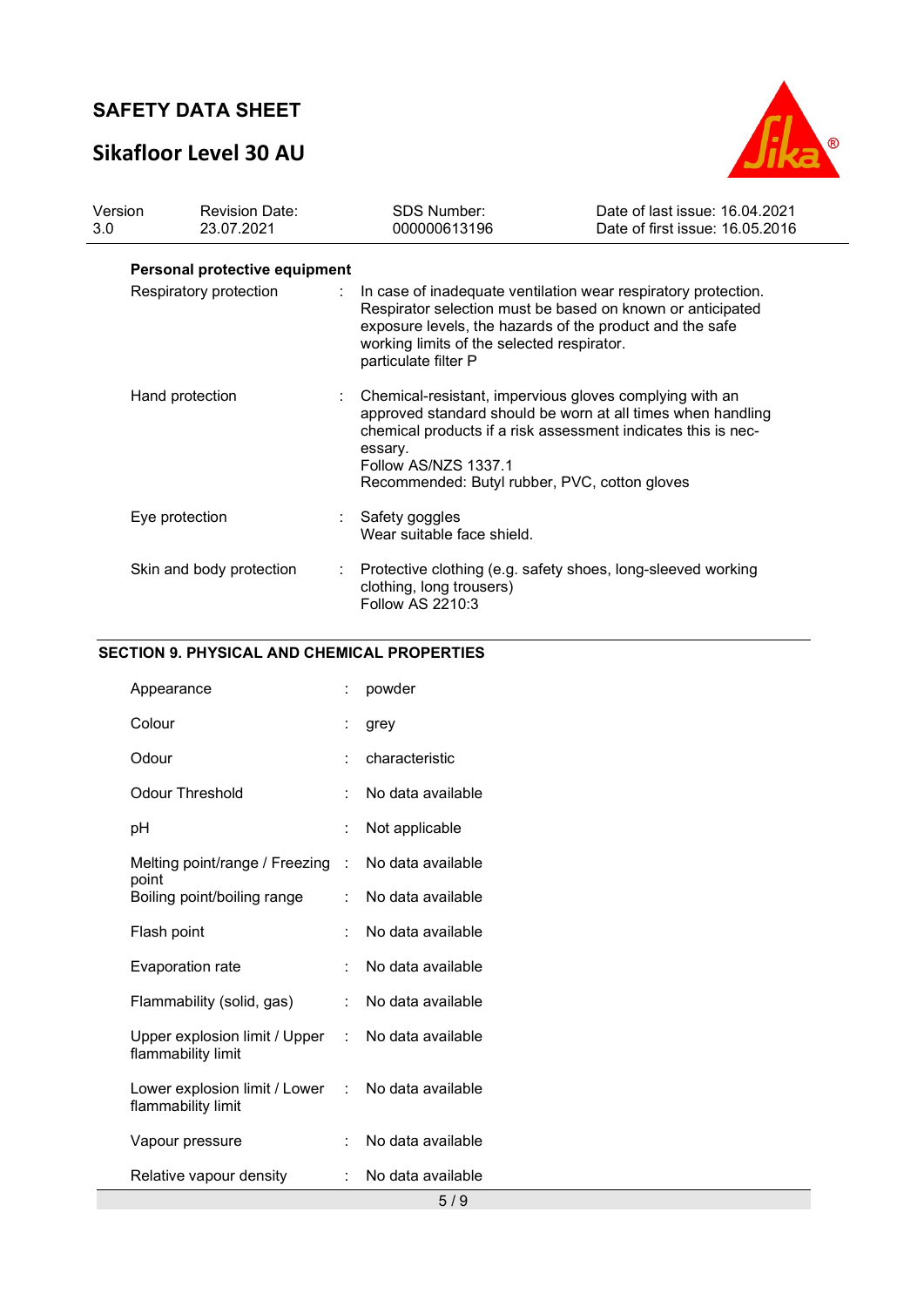**Personal protective equipment**

| | | |
|---|---|---|
| Respiratory protection | : | In case of inadequate ventilation wear respiratory protection. Respirator selection must be based on known or anticipated exposure levels, the hazards of the product and the safe working limits of the selected respirator.<br>particulate filter P |
| Hand protection | : | Chemical-resistant, impervious gloves complying with an approved standard should be worn at all times when handling chemical products if a risk assessment indicates this is necessary.<br>Follow AS/NZS 1337.1<br>Recommended: Butyl rubber, PVC, cotton gloves |
| Eye protection | : | Safety goggles<br>Wear suitable face shield. |
| Skin and body protection | : | Protective clothing (e.g. safety shoes, long-sleeved working clothing, long trousers)<br>Follow AS 2210:3 |

## SECTION 9. PHYSICAL AND CHEMICAL PROPERTIES

| | | |
|---|---|---|
| Appearance | : | powder |
| Colour | : | grey |
| Odour | : | characteristic |
| Odour Threshold | : | No data available |
| pH | : | Not applicable |
| Melting point/range / Freezing point | : | No data available |
| Boiling point/boiling range | : | No data available |
| Flash point | : | No data available |
| Evaporation rate | : | No data available |
| Flammability (solid, gas) | : | No data available |
| Upper explosion limit / Upper flammability limit | : | No data available |
| Lower explosion limit / Lower flammability limit | : | No data available |
| Vapour pressure | : | No data available |
| Relative vapour density | : | No data available |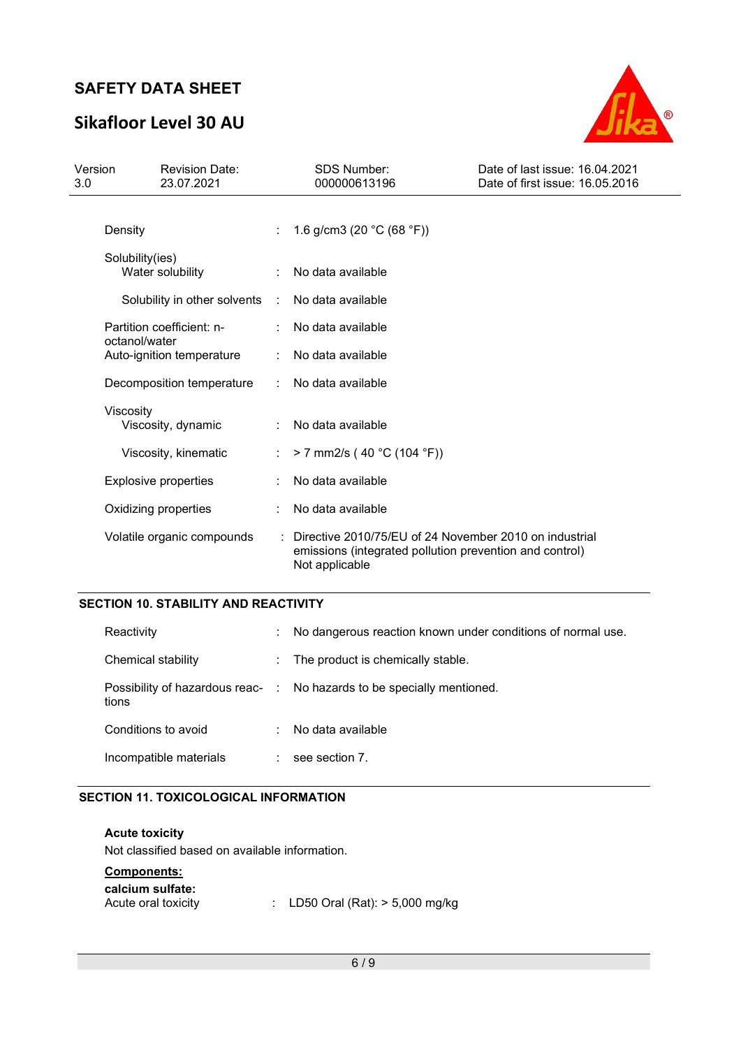| | | |
|---|---|---|
| Density | : | 1.6 g/cm3 (20 °C (68 °F)) |
| Solubility(ies) | | |
| Water solubility | : | No data available |
| Solubility in other solvents | : | No data available |
| Partition coefficient: n-octanol/water | : | No data available |
| Auto-ignition temperature | : | No data available |
| Decomposition temperature | : | No data available |
| Viscosity | | |
| Viscosity, dynamic | : | No data available |
| Viscosity, kinematic | : | > 7 mm2/s ( 40 °C (104 °F)) |
| Explosive properties | : | No data available |
| Oxidizing properties | : | No data available |
| Volatile organic compounds | : | Directive 2010/75/EU of 24 November 2010 on industrial emissions (integrated pollution prevention and control) Not applicable |

## SECTION 10. STABILITY AND REACTIVITY

| | | |
|---|---|---|
| Reactivity | : | No dangerous reaction known under conditions of normal use. |
| Chemical stability | : | The product is chemically stable. |
| Possibility of hazardous reactions | : | No hazards to be specially mentioned. |
| Conditions to avoid | : | No data available |
| Incompatible materials | : | see section 7. |

## SECTION 11. TOXICOLOGICAL INFORMATION

**Acute toxicity**

Not classified based on available information.

**Components:**

**calcium sulfate:**

| | | |
|---|---|---|
| Acute oral toxicity | : | LD50 Oral (Rat): > 5,000 mg/kg |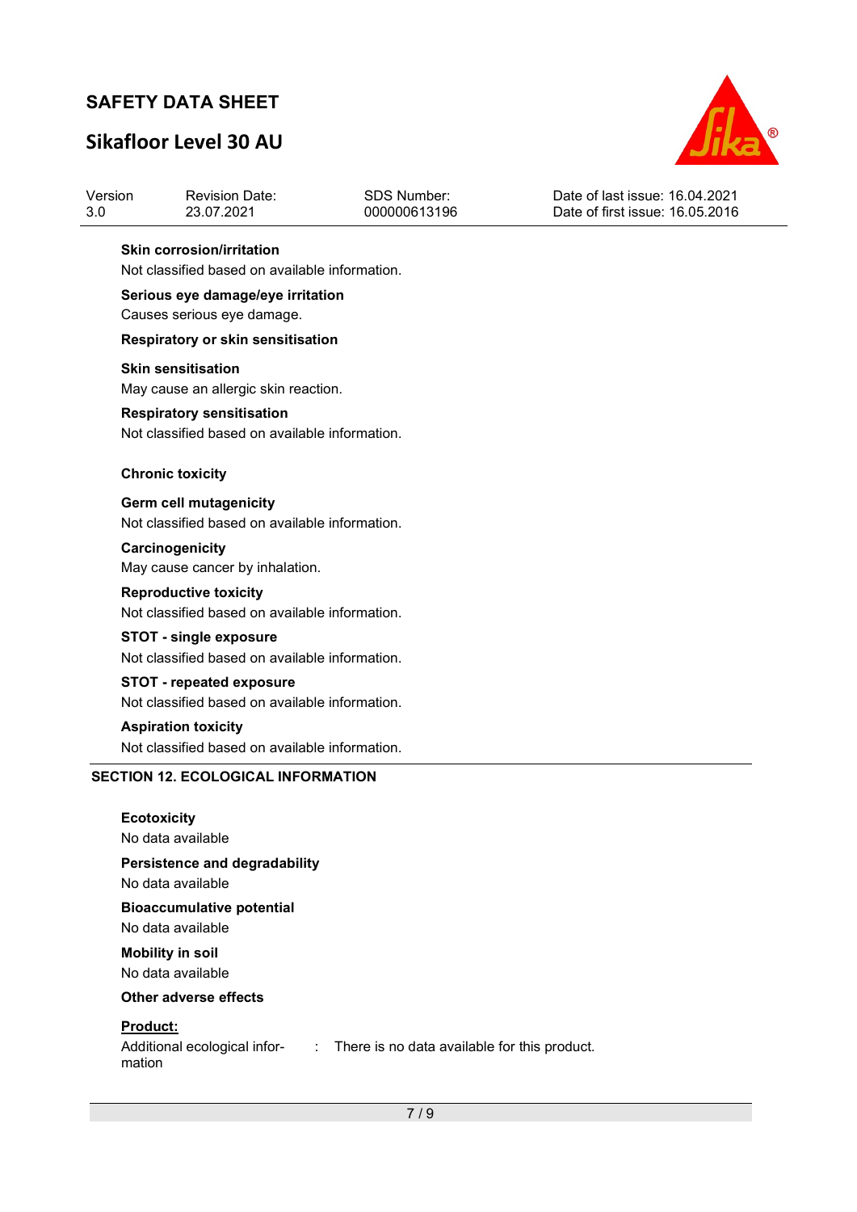**Skin corrosion/irritation**

Not classified based on available information.

**Serious eye damage/eye irritation**

Causes serious eye damage.

**Respiratory or skin sensitisation**

**Skin sensitisation**

May cause an allergic skin reaction.

**Respiratory sensitisation**

Not classified based on available information.

**Chronic toxicity**

**Germ cell mutagenicity**

Not classified based on available information.

**Carcinogenicity**

May cause cancer by inhalation.

**Reproductive toxicity**

Not classified based on available information.

**STOT - single exposure**

Not classified based on available information.

**STOT - repeated exposure**

Not classified based on available information.

**Aspiration toxicity**

Not classified based on available information.

## SECTION 12. ECOLOGICAL INFORMATION

**Ecotoxicity**

No data available

**Persistence and degradability**

No data available

**Bioaccumulative potential**

No data available

**Mobility in soil**

No data available

**Other adverse effects**

**Product:**

Additional ecological information : There is no data available for this product.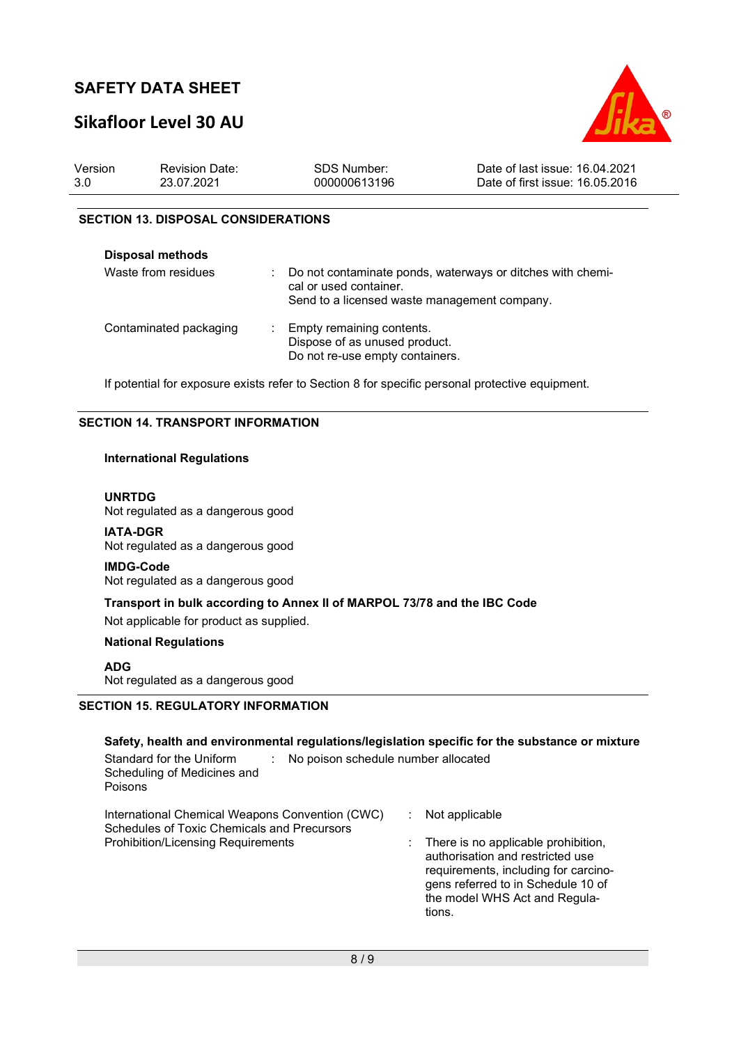## SECTION 13. DISPOSAL CONSIDERATIONS

**Disposal methods**

| | |
|---|---|
| Waste from residues | Do not contaminate ponds, waterways or ditches with chemical or used container. Send to a licensed waste management company. |
| Contaminated packaging | Empty remaining contents. Dispose of as unused product. Do not re-use empty containers. |

If potential for exposure exists refer to Section 8 for specific personal protective equipment.

## SECTION 14. TRANSPORT INFORMATION

**International Regulations**

**UNRTDG**
Not regulated as a dangerous good

**IATA-DGR**
Not regulated as a dangerous good

**IMDG-Code**
Not regulated as a dangerous good

**Transport in bulk according to Annex II of MARPOL 73/78 and the IBC Code**

Not applicable for product as supplied.

**National Regulations**

**ADG**
Not regulated as a dangerous good

## SECTION 15. REGULATORY INFORMATION

**Safety, health and environmental regulations/legislation specific for the substance or mixture**

| | |
|---|---|
| Standard for the Uniform Scheduling of Medicines and Poisons | No poison schedule number allocated |
| International Chemical Weapons Convention (CWC) Schedules of Toxic Chemicals and Precursors | Not applicable |
| Prohibition/Licensing Requirements | There is no applicable prohibition, authorisation and restricted use requirements, including for carcinogens referred to in Schedule 10 of the model WHS Act and Regulations. |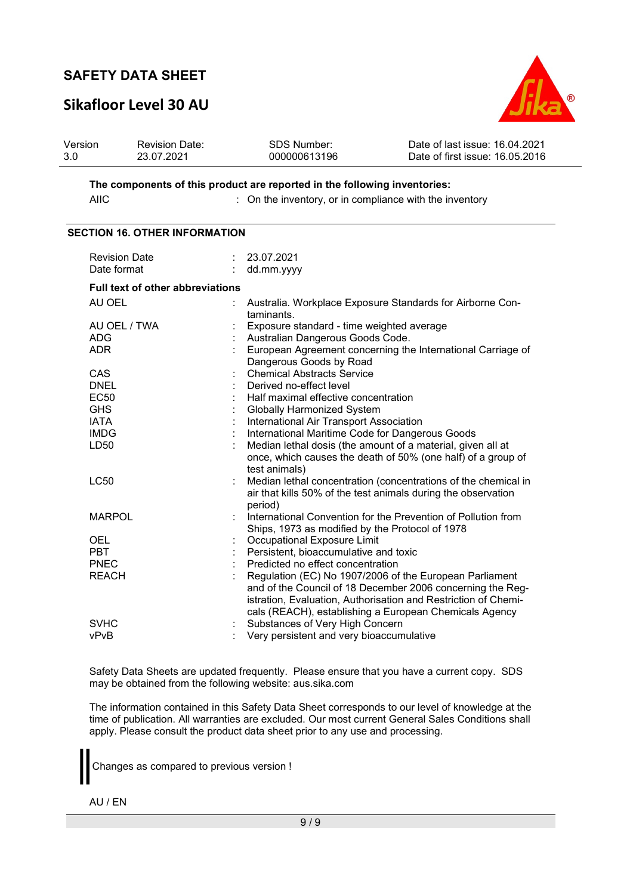**The components of this product are reported in the following inventories:**

| | | |
|---|---|---|
| AIIC | : | On the inventory, or in compliance with the inventory |

## SECTION 16. OTHER INFORMATION

| | | |
|---|---|---|
| Revision Date | : | 23.07.2021 |
| Date format | : | dd.mm.yyyy |

**Full text of other abbreviations**

| | | |
|---|---|---|
| AU OEL | : | Australia. Workplace Exposure Standards for Airborne Contaminants. |
| AU OEL / TWA | : | Exposure standard - time weighted average |
| ADG | : | Australian Dangerous Goods Code. |
| ADR | : | European Agreement concerning the International Carriage of Dangerous Goods by Road |
| CAS | : | Chemical Abstracts Service |
| DNEL | : | Derived no-effect level |
| EC50 | : | Half maximal effective concentration |
| GHS | : | Globally Harmonized System |
| IATA | : | International Air Transport Association |
| IMDG | : | International Maritime Code for Dangerous Goods |
| LD50 | : | Median lethal dosis (the amount of a material, given all at once, which causes the death of 50% (one half) of a group of test animals) |
| LC50 | : | Median lethal concentration (concentrations of the chemical in air that kills 50% of the test animals during the observation period) |
| MARPOL | : | International Convention for the Prevention of Pollution from Ships, 1973 as modified by the Protocol of 1978 |
| OEL | : | Occupational Exposure Limit |
| PBT | : | Persistent, bioaccumulative and toxic |
| PNEC | : | Predicted no effect concentration |
| REACH | : | Regulation (EC) No 1907/2006 of the European Parliament and of the Council of 18 December 2006 concerning the Registration, Evaluation, Authorisation and Restriction of Chemicals (REACH), establishing a European Chemicals Agency |
| SVHC | : | Substances of Very High Concern |
| vPvB | : | Very persistent and very bioaccumulative |

Safety Data Sheets are updated frequently. Please ensure that you have a current copy. SDS may be obtained from the following website: aus.sika.com

The information contained in this Safety Data Sheet corresponds to our level of knowledge at the time of publication. All warranties are excluded. Our most current General Sales Conditions shall apply. Please consult the product data sheet prior to any use and processing.

Changes as compared to previous version !

AU / EN